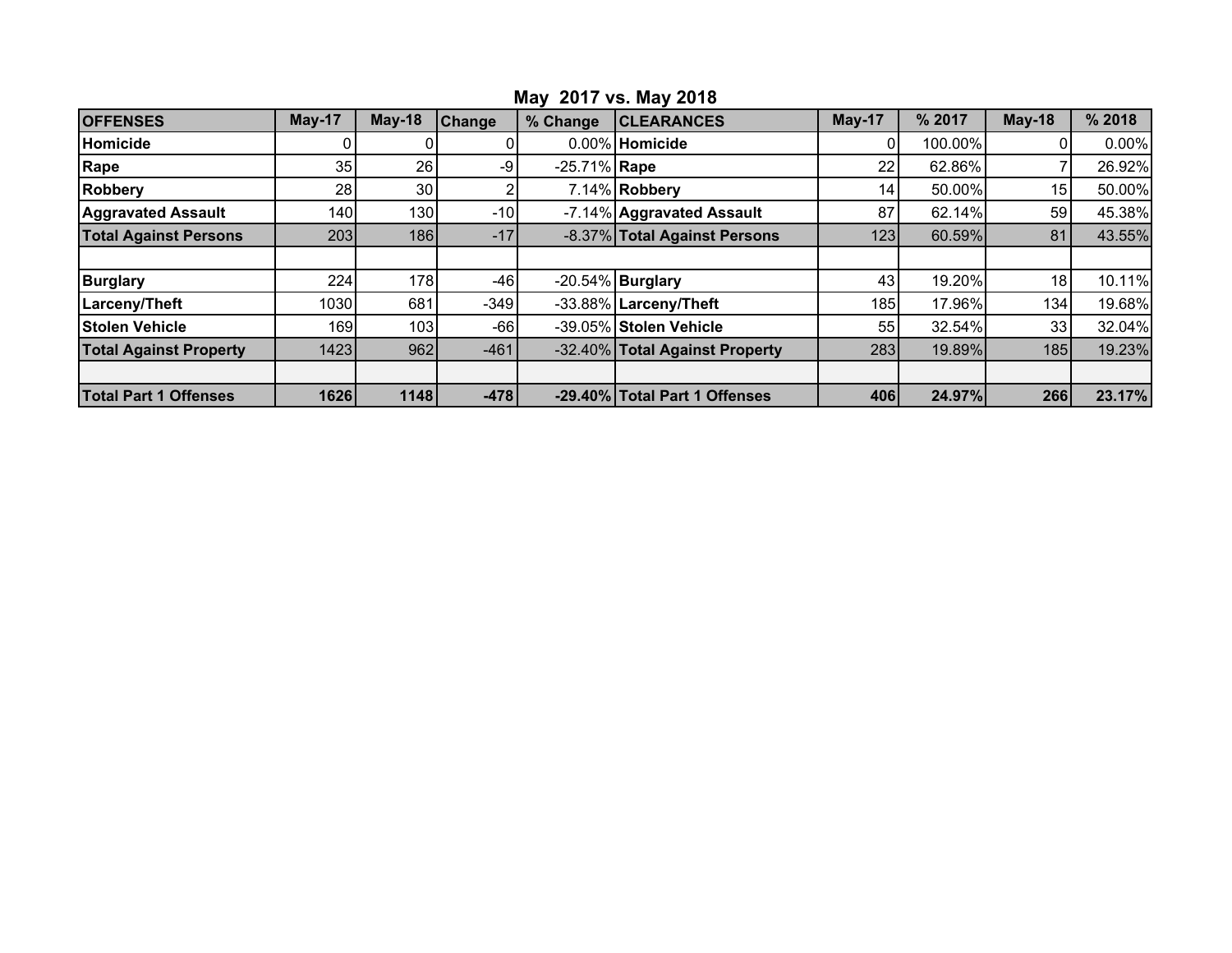## May 2017 vs. May 2018

| OFFENSES | May-17 | May-18 | Change | % Change | CLEARANCES | May-17 | % 2017 | May-18 | % 2018 |
|---|---|---|---|---|---|---|---|---|---|
| **Homicide** | 0 | 0 | 0 | 0.00% | **Homicide** | 0 | 100.00% | 0 | 0.00% |
| **Rape** | 35 | 26 | -9 | -25.71% | **Rape** | 22 | 62.86% | 7 | 26.92% |
| **Robbery** | 28 | 30 | 2 | 7.14% | **Robbery** | 14 | 50.00% | 15 | 50.00% |
| **Aggravated Assault** | 140 | 130 | -10 | -7.14% | **Aggravated Assault** | 87 | 62.14% | 59 | 45.38% |
| **Total Against Persons** | 203 | 186 | -17 | -8.37% | **Total Against Persons** | 123 | 60.59% | 81 | 43.55% |
| | | | | | | | | | |
| **Burglary** | 224 | 178 | -46 | -20.54% | **Burglary** | 43 | 19.20% | 18 | 10.11% |
| **Larceny/Theft** | 1030 | 681 | -349 | -33.88% | **Larceny/Theft** | 185 | 17.96% | 134 | 19.68% |
| **Stolen Vehicle** | 169 | 103 | -66 | -39.05% | **Stolen Vehicle** | 55 | 32.54% | 33 | 32.04% |
| **Total Against Property** | 1423 | 962 | -461 | -32.40% | **Total Against Property** | 283 | 19.89% | 185 | 19.23% |
| | | | | | | | | | |
| **Total Part 1 Offenses** | **1626** | **1148** | **-478** | **-29.40%** | **Total Part 1 Offenses** | **406** | **24.97%** | **266** | **23.17%** |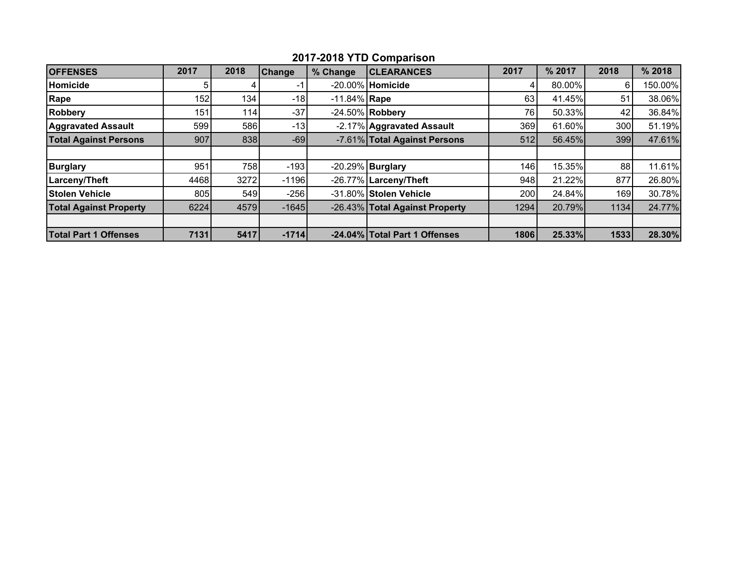## 2017-2018 YTD Comparison

| OFFENSES | 2017 | 2018 | Change | % Change | CLEARANCES | 2017 | % 2017 | 2018 | % 2018 |
|---|---|---|---|---|---|---|---|---|---|
| **Homicide** | 5 | 4 | -1 | -20.00% | **Homicide** | 4 | 80.00% | 6 | 150.00% |
| **Rape** | 152 | 134 | -18 | -11.84% | **Rape** | 63 | 41.45% | 51 | 38.06% |
| **Robbery** | 151 | 114 | -37 | -24.50% | **Robbery** | 76 | 50.33% | 42 | 36.84% |
| **Aggravated Assault** | 599 | 586 | -13 | -2.17% | **Aggravated Assault** | 369 | 61.60% | 300 | 51.19% |
| **Total Against Persons** | 907 | 838 | -69 | -7.61% | **Total Against Persons** | 512 | 56.45% | 399 | 47.61% |
| | | | | | | | | | |
| **Burglary** | 951 | 758 | -193 | -20.29% | **Burglary** | 146 | 15.35% | 88 | 11.61% |
| **Larceny/Theft** | 4468 | 3272 | -1196 | -26.77% | **Larceny/Theft** | 948 | 21.22% | 877 | 26.80% |
| **Stolen Vehicle** | 805 | 549 | -256 | -31.80% | **Stolen Vehicle** | 200 | 24.84% | 169 | 30.78% |
| **Total Against Property** | 6224 | 4579 | -1645 | -26.43% | **Total Against Property** | 1294 | 20.79% | 1134 | 24.77% |
| | | | | | | | | | |
| **Total Part 1 Offenses** | **7131** | **5417** | **-1714** | **-24.04%** | **Total Part 1 Offenses** | **1806** | **25.33%** | **1533** | **28.30%** |